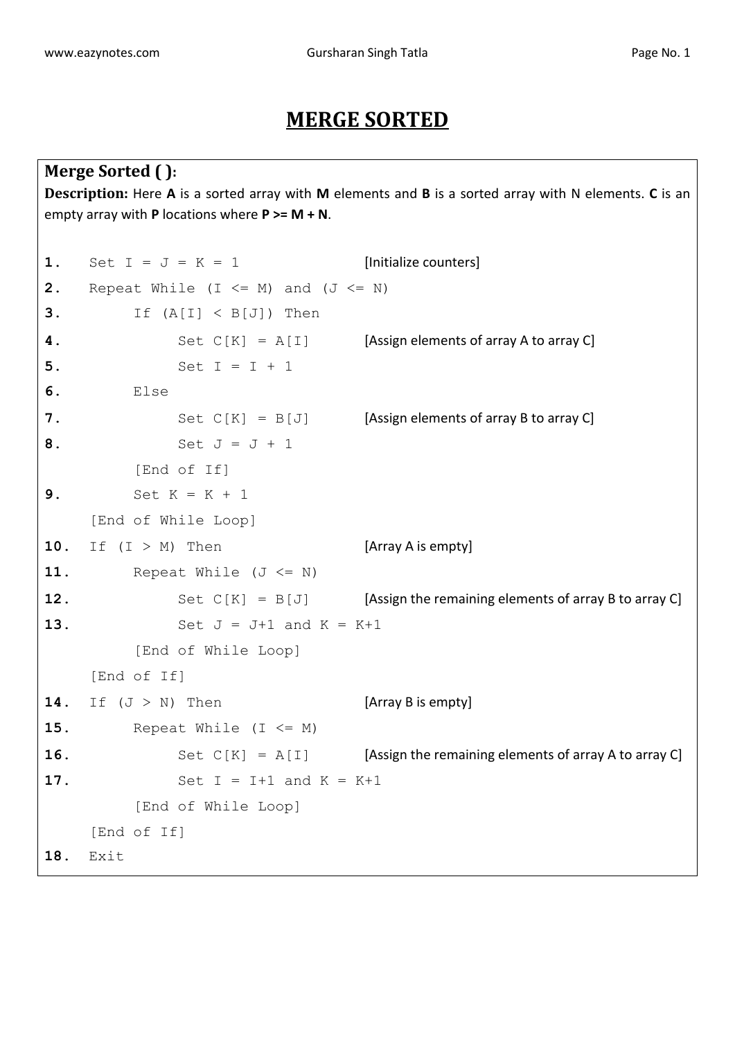# MERGE SORTED

**Merge Sorted ( ):**

**Description:** Here **A** is a sorted array with **M** elements and **B** is a sorted array with N elements. **C** is an empty array with **P** locations where **P >= M + N**.

```
1.  Set I = J = K = 1                  [Initialize counters]
2.  Repeat While (I <= M) and (J <= N)
3.       If (A[I] < B[J]) Then
4.            Set C[K] = A[I]          [Assign elements of array A to array C]
5.            Set I = I + 1
6.       Else
7.            Set C[K] = B[J]          [Assign elements of array B to array C]
8.            Set J = J + 1
         [End of If]
9.       Set K = K + 1
    [End of While Loop]
10. If (I > M) Then                    [Array A is empty]
11.      Repeat While (J <= N)
12.           Set C[K] = B[J]          [Assign the remaining elements of array B to array C]
13.           Set J = J+1 and K = K+1
         [End of While Loop]
    [End of If]
14. If (J > N) Then                    [Array B is empty]
15.      Repeat While (I <= M)
16.           Set C[K] = A[I]          [Assign the remaining elements of array A to array C]
17.           Set I = I+1 and K = K+1
         [End of While Loop]
    [End of If]
18. Exit
```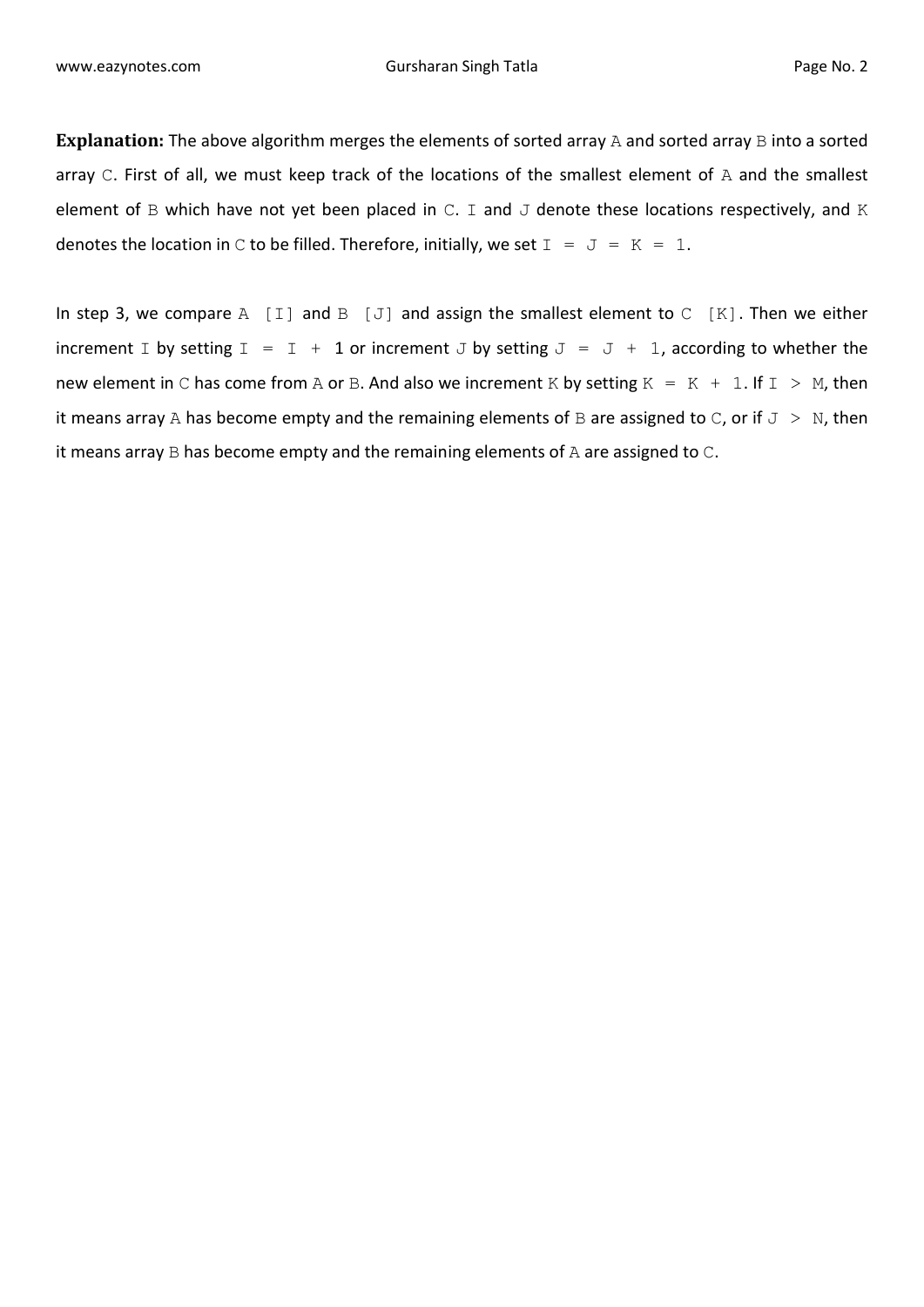**Explanation:** The above algorithm merges the elements of sorted array A and sorted array B into a sorted array C. First of all, we must keep track of the locations of the smallest element of A and the smallest element of B which have not yet been placed in C. I and J denote these locations respectively, and K denotes the location in C to be filled. Therefore, initially, we set I = J = K = 1.

In step 3, we compare A [I] and B [J] and assign the smallest element to C [K]. Then we either increment I by setting I = I + 1 or increment J by setting J = J + 1, according to whether the new element in C has come from A or B. And also we increment K by setting K = K + 1. If I > M, then it means array A has become empty and the remaining elements of B are assigned to C, or if J > N, then it means array B has become empty and the remaining elements of A are assigned to C.